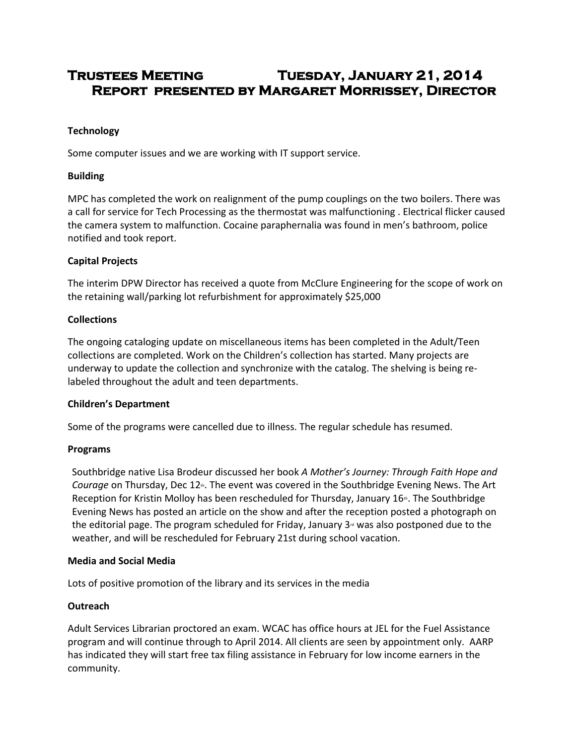# Trustees Meeting Tuesday, January 21, 2014
## Report presented by Margaret Morrissey, Director

**Technology**

Some computer issues and we are working with IT support service.

**Building**

MPC has completed the work on realignment of the pump couplings on the two boilers. There was a call for service for Tech Processing as the thermostat was malfunctioning . Electrical flicker caused the camera system to malfunction. Cocaine paraphernalia was found in men's bathroom, police notified and took report.

**Capital Projects**

The interim DPW Director has received a quote from McClure Engineering for the scope of work on the retaining wall/parking lot refurbishment for approximately $25,000

**Collections**

The ongoing cataloging update on miscellaneous items has been completed in the Adult/Teen collections are completed. Work on the Children's collection has started. Many projects are underway to update the collection and synchronize with the catalog. The shelving is being re-labeled throughout the adult and teen departments.

**Children's Department**

Some of the programs were cancelled due to illness. The regular schedule has resumed.

**Programs**

Southbridge native Lisa Brodeur discussed her book *A Mother's Journey: Through Faith Hope and Courage* on Thursday, Dec 12th. The event was covered in the Southbridge Evening News. The Art Reception for Kristin Molloy has been rescheduled for Thursday, January 16th. The Southbridge Evening News has posted an article on the show and after the reception posted a photograph on the editorial page. The program scheduled for Friday, January 3rd was also postponed due to the weather, and will be rescheduled for February 21st during school vacation.

**Media and Social Media**

Lots of positive promotion of the library and its services in the media

**Outreach**

Adult Services Librarian proctored an exam. WCAC has office hours at JEL for the Fuel Assistance program and will continue through to April 2014. All clients are seen by appointment only. AARP has indicated they will start free tax filing assistance in February for low income earners in the community.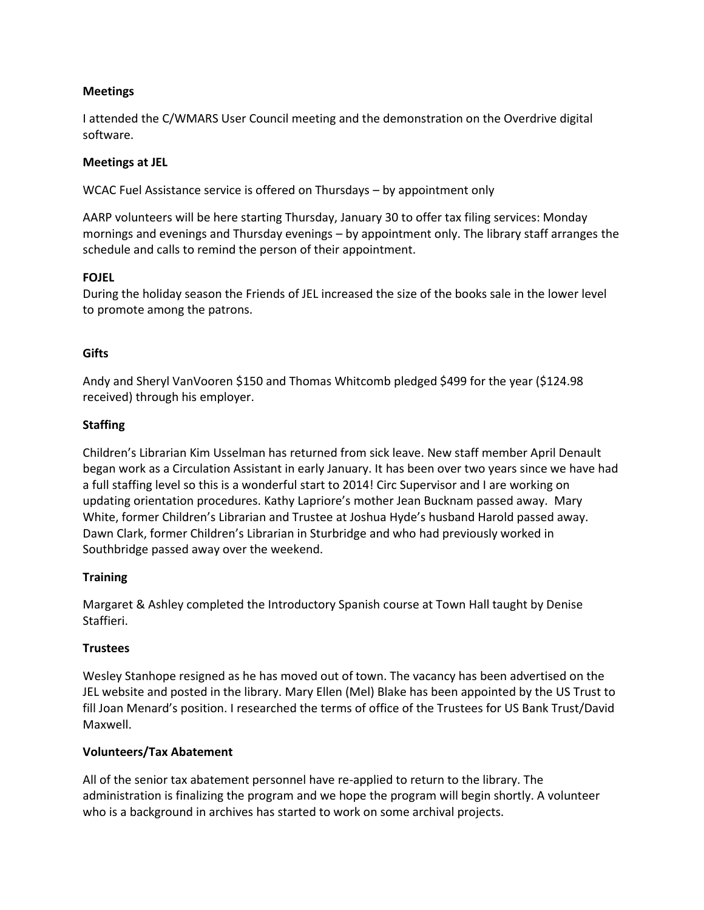**Meetings**

I attended the C/WMARS User Council meeting and the demonstration on the Overdrive digital software.

**Meetings at JEL**

WCAC Fuel Assistance service is offered on Thursdays – by appointment only

AARP volunteers will be here starting Thursday, January 30 to offer tax filing services: Monday mornings and evenings and Thursday evenings – by appointment only. The library staff arranges the schedule and calls to remind the person of their appointment.

**FOJEL**

During the holiday season the Friends of JEL increased the size of the books sale in the lower level to promote among the patrons.

**Gifts**

Andy and Sheryl VanVooren $150 and Thomas Whitcomb pledged $499 for the year ($124.98 received) through his employer.

**Staffing**

Children's Librarian Kim Usselman has returned from sick leave. New staff member April Denault began work as a Circulation Assistant in early January. It has been over two years since we have had a full staffing level so this is a wonderful start to 2014! Circ Supervisor and I are working on updating orientation procedures. Kathy Lapriore's mother Jean Bucknam passed away. Mary White, former Children's Librarian and Trustee at Joshua Hyde's husband Harold passed away. Dawn Clark, former Children's Librarian in Sturbridge and who had previously worked in Southbridge passed away over the weekend.

**Training**

Margaret & Ashley completed the Introductory Spanish course at Town Hall taught by Denise Staffieri.

**Trustees**

Wesley Stanhope resigned as he has moved out of town. The vacancy has been advertised on the JEL website and posted in the library. Mary Ellen (Mel) Blake has been appointed by the US Trust to fill Joan Menard's position. I researched the terms of office of the Trustees for US Bank Trust/David Maxwell.

**Volunteers/Tax Abatement**

All of the senior tax abatement personnel have re-applied to return to the library. The administration is finalizing the program and we hope the program will begin shortly. A volunteer who is a background in archives has started to work on some archival projects.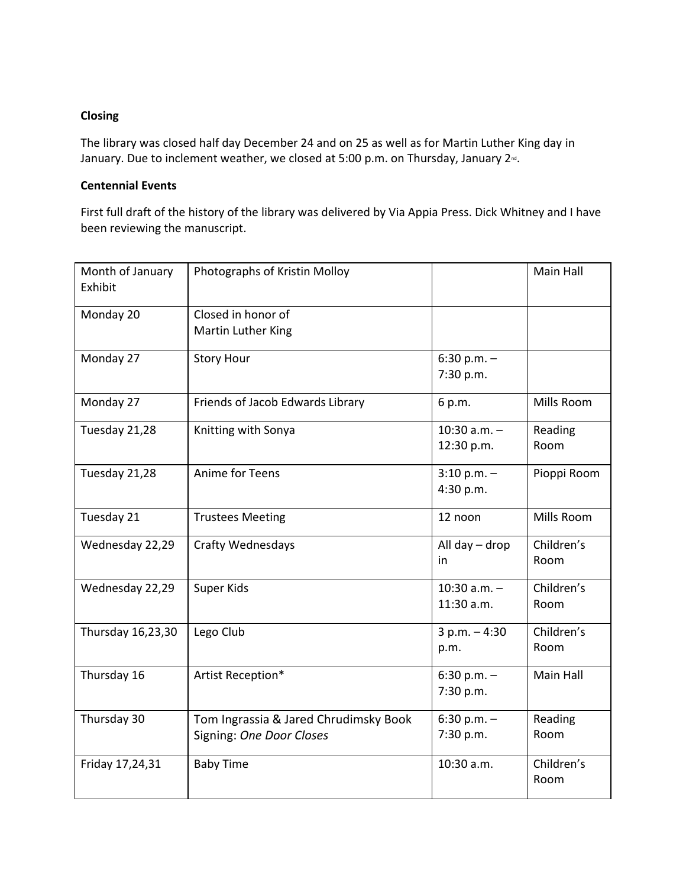**Closing**

The library was closed half day December 24 and on 25 as well as for Martin Luther King day in January. Due to inclement weather, we closed at 5:00 p.m. on Thursday, January 2nd.

**Centennial Events**

First full draft of the history of the library was delivered by Via Appia Press. Dick Whitney and I have been reviewing the manuscript.

| | | | |
|---|---|---|---|
| Month of January Exhibit | Photographs of Kristin Molloy | | Main Hall |
| Monday 20 | Closed in honor of Martin Luther King | | |
| Monday 27 | Story Hour | 6:30 p.m. – 7:30 p.m. | |
| Monday 27 | Friends of Jacob Edwards Library | 6 p.m. | Mills Room |
| Tuesday 21,28 | Knitting with Sonya | 10:30 a.m. – 12:30 p.m. | Reading Room |
| Tuesday 21,28 | Anime for Teens | 3:10 p.m. – 4:30 p.m. | Pioppi Room |
| Tuesday 21 | Trustees Meeting | 12 noon | Mills Room |
| Wednesday 22,29 | Crafty Wednesdays | All day – drop in | Children's Room |
| Wednesday 22,29 | Super Kids | 10:30 a.m. – 11:30 a.m. | Children's Room |
| Thursday 16,23,30 | Lego Club | 3 p.m. – 4:30 p.m. | Children's Room |
| Thursday 16 | Artist Reception* | 6:30 p.m. – 7:30 p.m. | Main Hall |
| Thursday 30 | Tom Ingrassia & Jared Chrudimsky Book Signing: *One Door Closes* | 6:30 p.m. – 7:30 p.m. | Reading Room |
| Friday 17,24,31 | Baby Time | 10:30 a.m. | Children's Room |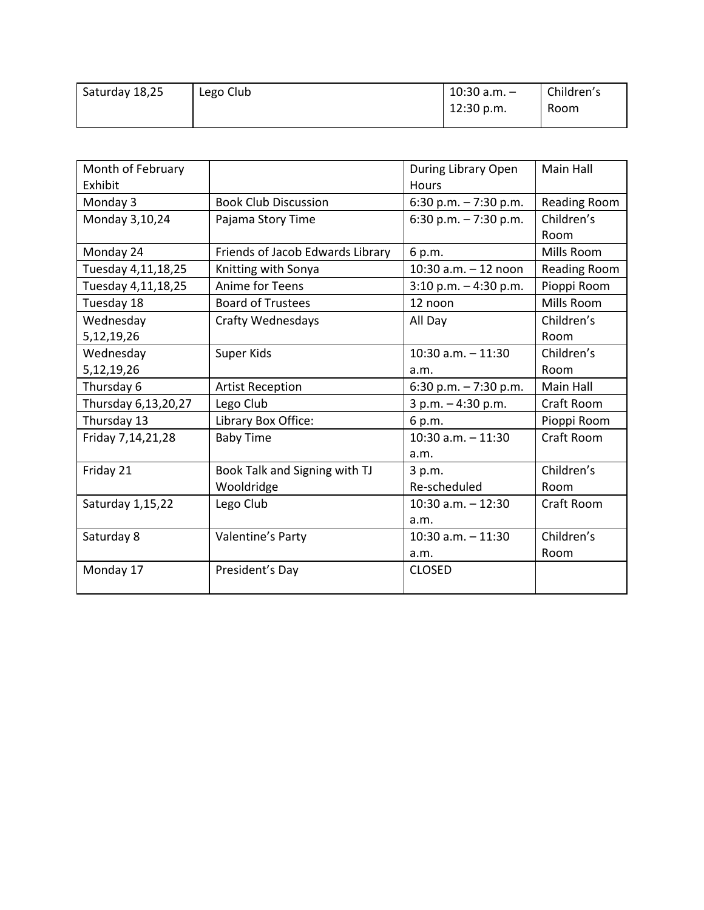| | | | |
|---|---|---|---|
| Saturday 18,25 | Lego Club | 10:30 a.m. – 12:30 p.m. | Children's Room |

| | | | |
|---|---|---|---|
| Month of February Exhibit | | During Library Open Hours | Main Hall |
| Monday 3 | Book Club Discussion | 6:30 p.m. – 7:30 p.m. | Reading Room |
| Monday 3,10,24 | Pajama Story Time | 6:30 p.m. – 7:30 p.m. | Children's Room |
| Monday 24 | Friends of Jacob Edwards Library | 6 p.m. | Mills Room |
| Tuesday 4,11,18,25 | Knitting with Sonya | 10:30 a.m. – 12 noon | Reading Room |
| Tuesday 4,11,18,25 | Anime for Teens | 3:10 p.m. – 4:30 p.m. | Pioppi Room |
| Tuesday 18 | Board of Trustees | 12 noon | Mills Room |
| Wednesday 5,12,19,26 | Crafty Wednesdays | All Day | Children's Room |
| Wednesday 5,12,19,26 | Super Kids | 10:30 a.m. – 11:30 a.m. | Children's Room |
| Thursday 6 | Artist Reception | 6:30 p.m. – 7:30 p.m. | Main Hall |
| Thursday 6,13,20,27 | Lego Club | 3 p.m. – 4:30 p.m. | Craft Room |
| Thursday 13 | Library Box Office: | 6 p.m. | Pioppi Room |
| Friday 7,14,21,28 | Baby Time | 10:30 a.m. – 11:30 a.m. | Craft Room |
| Friday 21 | Book Talk and Signing with TJ Wooldridge | 3 p.m. Re-scheduled | Children's Room |
| Saturday 1,15,22 | Lego Club | 10:30 a.m. – 12:30 a.m. | Craft Room |
| Saturday 8 | Valentine's Party | 10:30 a.m. – 11:30 a.m. | Children's Room |
| Monday 17 | President's Day | CLOSED | |